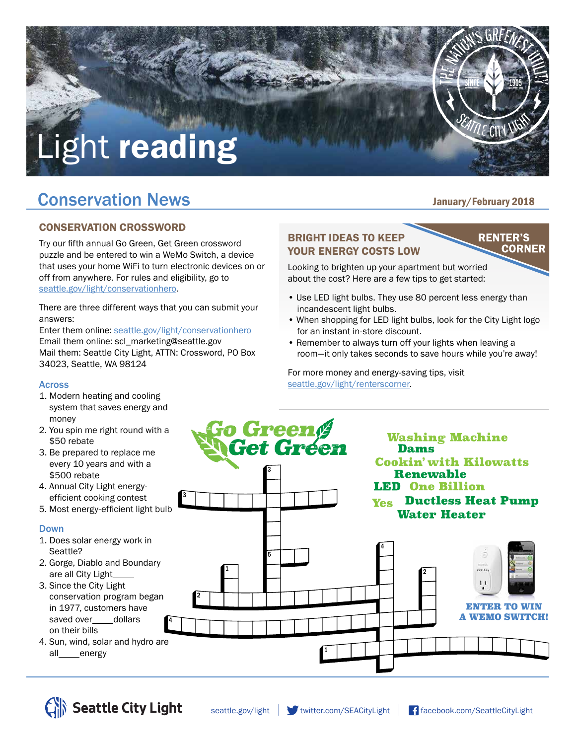# Light reading

## Conservation News

January/February 2018

### CONSERVATION CROSSWORD

Try our fifth annual Go Green, Get Green crossword puzzle and be entered to win a WeMo Switch, a device that uses your home WiFi to turn electronic devices on or off from anywhere. For rules and eligibility, go to seattle.gov/light/conservationhero.

There are three different ways that you can submit your answers:
Enter them online: seattle.gov/light/conservationhero
Email them online: scl_marketing@seattle.gov
Mail them: Seattle City Light, ATTN: Crossword, PO Box 34023, Seattle, WA 98124

**Across**

1. Modern heating and cooling system that saves energy and money
2. You spin me right round with a $50 rebate
3. Be prepared to replace me every 10 years and with a $500 rebate
4. Annual City Light energy-efficient cooking contest
5. Most energy-efficient light bulb

**Down**

1. Does solar energy work in Seattle?
2. Gorge, Diablo and Boundary are all City Light_____
3. Since the City Light conservation program began in 1977, customers have saved over_____dollars on their bills
4. Sun, wind, solar and hydro are all_____energy

### BRIGHT IDEAS TO KEEP YOUR ENERGY COSTS LOW

RENTER'S CORNER

Looking to brighten up your apartment but worried about the cost? Here are a few tips to get started:

- Use LED light bulbs. They use 80 percent less energy than incandescent light bulbs.
- When shopping for LED light bulbs, look for the City Light logo for an instant in-store discount.
- Remember to always turn off your lights when leaving a room—it only takes seconds to save hours while you're away!

For more money and energy-saving tips, visit seattle.gov/light/renterscorner.

**Go Green Get Green**

Washing Machine
Dams
Cookin' with Kilowatts
Renewable
LED
One Billion
Yes
Ductless Heat Pump
Water Heater

**ENTER TO WIN A WEMO SWITCH!**

Seattle City Light | seattle.gov/light | twitter.com/SEACityLight | facebook.com/SeattleCityLight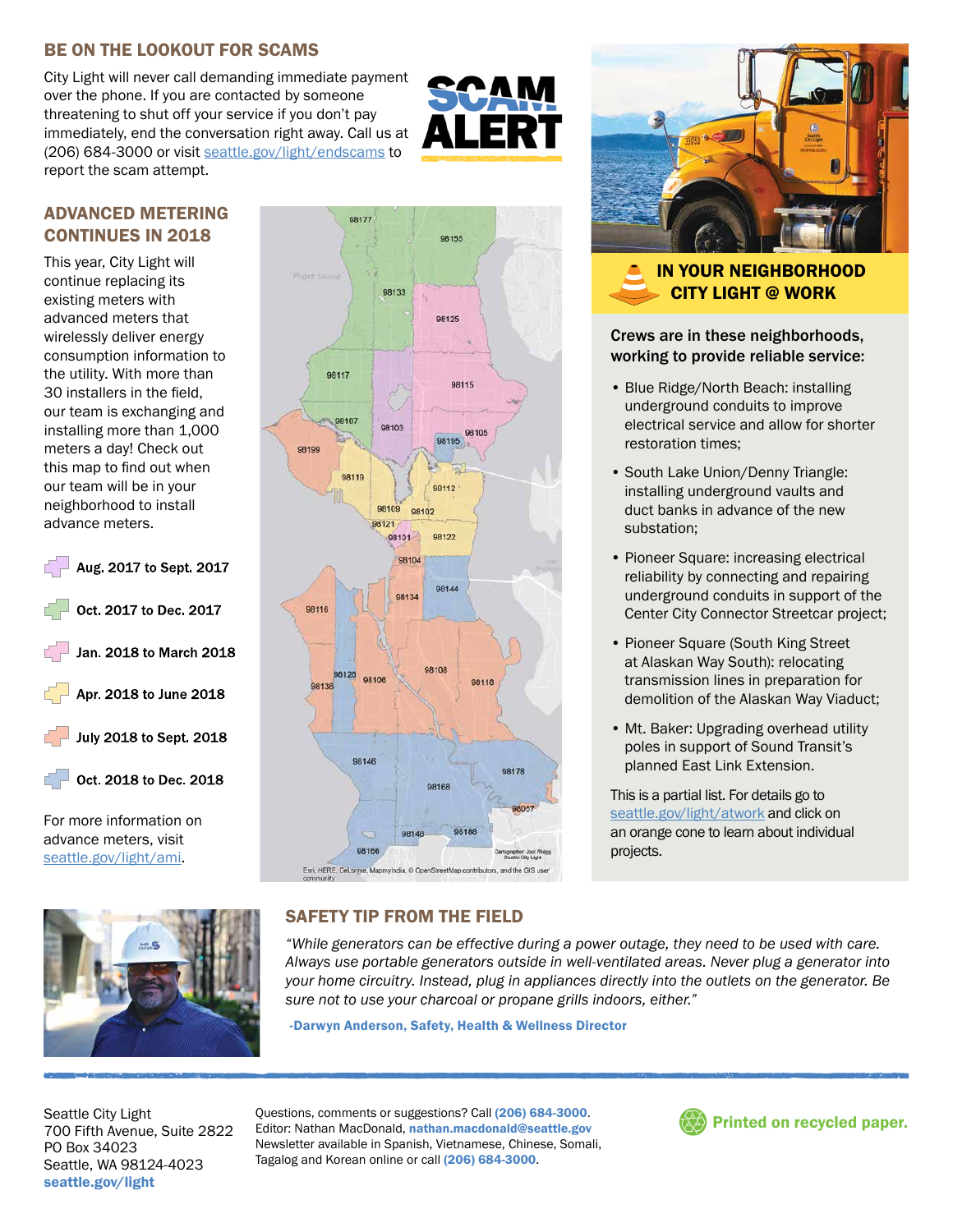## BE ON THE LOOKOUT FOR SCAMS

City Light will never call demanding immediate payment over the phone. If you are contacted by someone threatening to shut off your service if you don't pay immediately, end the conversation right away. Call us at (206) 684-3000 or visit seattle.gov/light/endscams to report the scam attempt.

SCAM ALERT

## ADVANCED METERING CONTINUES IN 2018

This year, City Light will continue replacing its existing meters with advanced meters that wirelessly deliver energy consumption information to the utility. With more than 30 installers in the field, our team is exchanging and installing more than 1,000 meters a day! Check out this map to find out when our team will be in your neighborhood to install advance meters.

- Aug. 2017 to Sept. 2017
- Oct. 2017 to Dec. 2017
- Jan. 2018 to March 2018
- Apr. 2018 to June 2018
- July 2018 to Sept. 2018
- Oct. 2018 to Dec. 2018

98177
98155
98133
98125
98117
98115
98107
98103
98105
98195
98199
98119
98112
98109
98102
98121
98101
98122
98104
98144
98134
98116
98108
98126
98106
98118
98136
98146
98178
98168
98057
98148
98188
98166

Cartographer: Joel Wragg Seattle City Light

Esri, HERE, DeLorme, MapmyIndia, © OpenStreetMap contributors, and the GIS user community

For more information on advance meters, visit seattle.gov/light/ami.

## IN YOUR NEIGHBORHOOD CITY LIGHT @ WORK

**Crews are in these neighborhoods, working to provide reliable service:**

- Blue Ridge/North Beach: installing underground conduits to improve electrical service and allow for shorter restoration times;
- South Lake Union/Denny Triangle: installing underground vaults and duct banks in advance of the new substation;
- Pioneer Square: increasing electrical reliability by connecting and repairing underground conduits in support of the Center City Connector Streetcar project;
- Pioneer Square (South King Street at Alaskan Way South): relocating transmission lines in preparation for demolition of the Alaskan Way Viaduct;
- Mt. Baker: Upgrading overhead utility poles in support of Sound Transit's planned East Link Extension.

This is a partial list. For details go to seattle.gov/light/atwork and click on an orange cone to learn about individual projects.

## SAFETY TIP FROM THE FIELD

*"While generators can be effective during a power outage, they need to be used with care. Always use portable generators outside in well-ventilated areas. Never plug a generator into your home circuitry. Instead, plug in appliances directly into the outlets on the generator. Be sure not to use your charcoal or propane grills indoors, either."*

**-Darwyn Anderson, Safety, Health & Wellness Director**

Seattle City Light
700 Fifth Avenue, Suite 2822
PO Box 34023
Seattle, WA 98124-4023
**seattle.gov/light**

Questions, comments or suggestions? Call **(206) 684-3000**.
Editor: Nathan MacDonald, **nathan.macdonald@seattle.gov**
Newsletter available in Spanish, Vietnamese, Chinese, Somali, Tagalog and Korean online or call **(206) 684-3000**.

**Printed on recycled paper.**